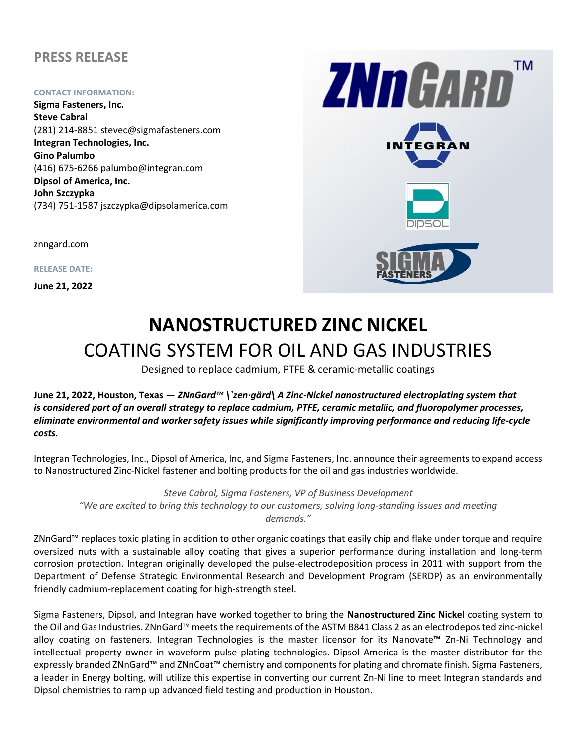# PRESS RELEASE

**CONTACT INFORMATION:**

**Sigma Fasteners, Inc.**
**Steve Cabral**
(281) 214-8851 stevec@sigmafasteners.com
**Integran Technologies, Inc.**
**Gino Palumbo**
(416) 675-6266 palumbo@integran.com
**Dipsol of America, Inc.**
**John Szczypka**
(734) 751-1587 jszczypka@dipsolamerica.com

znngard.com

**RELEASE DATE:**

**June 21, 2022**

# NANOSTRUCTURED ZINC NICKEL

## COATING SYSTEM FOR OIL AND GAS INDUSTRIES

Designed to replace cadmium, PTFE & ceramic-metallic coatings

**June 21, 2022, Houston, Texas** — ***ZNnGard™ \`zen·gärd\ A Zinc-Nickel nanostructured electroplating system that is considered part of an overall strategy to replace cadmium, PTFE, ceramic metallic, and fluoropolymer processes, eliminate environmental and worker safety issues while significantly improving performance and reducing life-cycle costs.***

Integran Technologies, Inc., Dipsol of America, Inc, and Sigma Fasteners, Inc. announce their agreements to expand access to Nanostructured Zinc-Nickel fastener and bolting products for the oil and gas industries worldwide.

*Steve Cabral, Sigma Fasteners, VP of Business Development*
*"We are excited to bring this technology to our customers, solving long-standing issues and meeting demands."*

ZNnGard™ replaces toxic plating in addition to other organic coatings that easily chip and flake under torque and require oversized nuts with a sustainable alloy coating that gives a superior performance during installation and long-term corrosion protection. Integran originally developed the pulse-electrodeposition process in 2011 with support from the Department of Defense Strategic Environmental Research and Development Program (SERDP) as an environmentally friendly cadmium-replacement coating for high-strength steel.

Sigma Fasteners, Dipsol, and Integran have worked together to bring the **Nanostructured Zinc Nickel** coating system to the Oil and Gas Industries. ZNnGard™ meets the requirements of the ASTM B841 Class 2 as an electrodeposited zinc-nickel alloy coating on fasteners. Integran Technologies is the master licensor for its Nanovate™ Zn-Ni Technology and intellectual property owner in waveform pulse plating technologies. Dipsol America is the master distributor for the expressly branded ZNnGard™ and ZNnCoat™ chemistry and components for plating and chromate finish. Sigma Fasteners, a leader in Energy bolting, will utilize this expertise in converting our current Zn-Ni line to meet Integran standards and Dipsol chemistries to ramp up advanced field testing and production in Houston.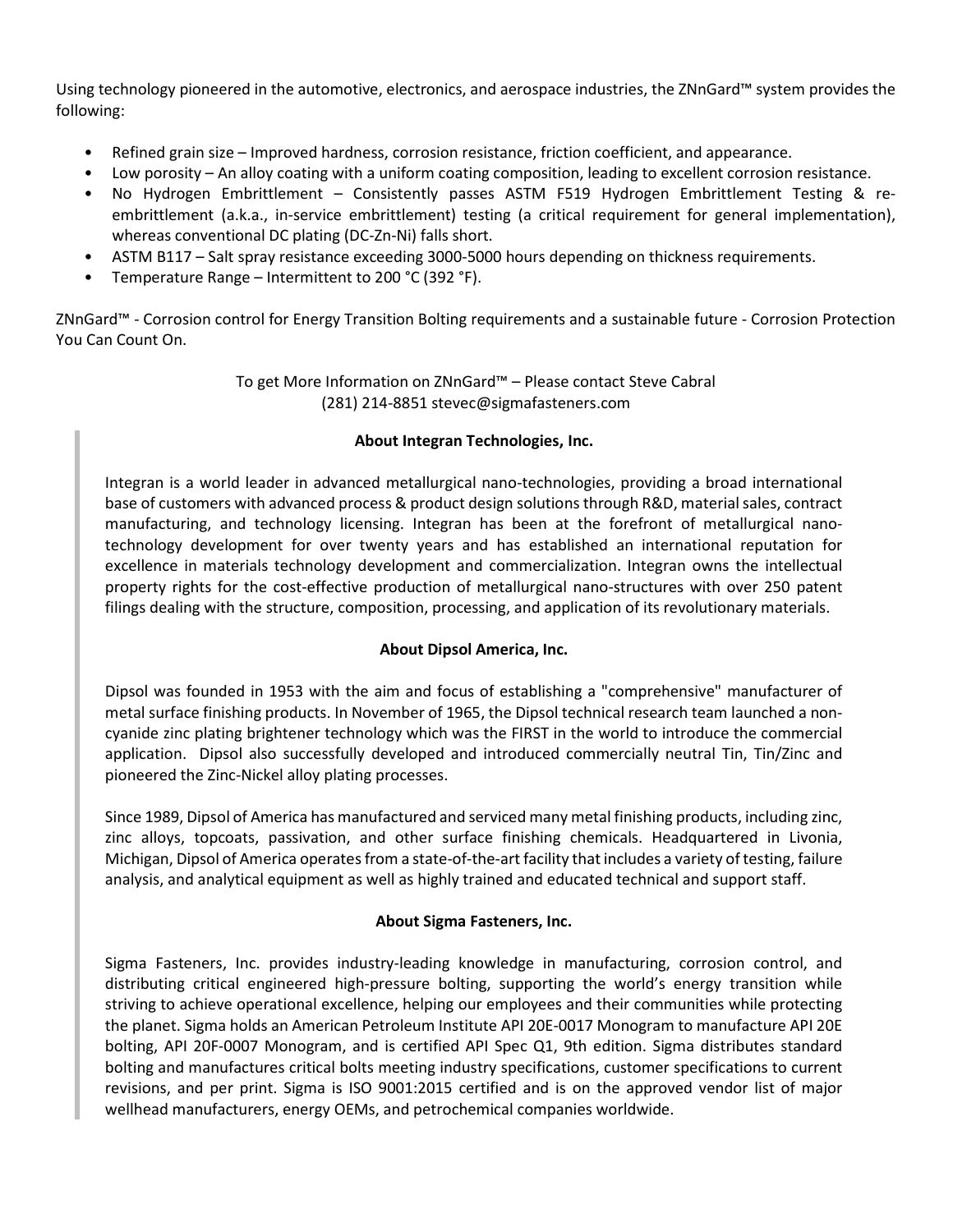Using technology pioneered in the automotive, electronics, and aerospace industries, the ZNnGard™ system provides the following:

- Refined grain size – Improved hardness, corrosion resistance, friction coefficient, and appearance.
- Low porosity – An alloy coating with a uniform coating composition, leading to excellent corrosion resistance.
- No Hydrogen Embrittlement – Consistently passes ASTM F519 Hydrogen Embrittlement Testing & re-embrittlement (a.k.a., in-service embrittlement) testing (a critical requirement for general implementation), whereas conventional DC plating (DC-Zn-Ni) falls short.
- ASTM B117 – Salt spray resistance exceeding 3000-5000 hours depending on thickness requirements.
- Temperature Range – Intermittent to 200 °C (392 °F).

ZNnGard™ - Corrosion control for Energy Transition Bolting requirements and a sustainable future - Corrosion Protection You Can Count On.

To get More Information on ZNnGard™ – Please contact Steve Cabral
(281) 214-8851 stevec@sigmafasteners.com

**About Integran Technologies, Inc.**

Integran is a world leader in advanced metallurgical nano-technologies, providing a broad international base of customers with advanced process & product design solutions through R&D, material sales, contract manufacturing, and technology licensing. Integran has been at the forefront of metallurgical nano-technology development for over twenty years and has established an international reputation for excellence in materials technology development and commercialization. Integran owns the intellectual property rights for the cost-effective production of metallurgical nano-structures with over 250 patent filings dealing with the structure, composition, processing, and application of its revolutionary materials.

**About Dipsol America, Inc.**

Dipsol was founded in 1953 with the aim and focus of establishing a "comprehensive" manufacturer of metal surface finishing products. In November of 1965, the Dipsol technical research team launched a non-cyanide zinc plating brightener technology which was the FIRST in the world to introduce the commercial application. Dipsol also successfully developed and introduced commercially neutral Tin, Tin/Zinc and pioneered the Zinc-Nickel alloy plating processes.

Since 1989, Dipsol of America has manufactured and serviced many metal finishing products, including zinc, zinc alloys, topcoats, passivation, and other surface finishing chemicals. Headquartered in Livonia, Michigan, Dipsol of America operates from a state-of-the-art facility that includes a variety of testing, failure analysis, and analytical equipment as well as highly trained and educated technical and support staff.

**About Sigma Fasteners, Inc.**

Sigma Fasteners, Inc. provides industry-leading knowledge in manufacturing, corrosion control, and distributing critical engineered high-pressure bolting, supporting the world's energy transition while striving to achieve operational excellence, helping our employees and their communities while protecting the planet. Sigma holds an American Petroleum Institute API 20E-0017 Monogram to manufacture API 20E bolting, API 20F-0007 Monogram, and is certified API Spec Q1, 9th edition. Sigma distributes standard bolting and manufactures critical bolts meeting industry specifications, customer specifications to current revisions, and per print. Sigma is ISO 9001:2015 certified and is on the approved vendor list of major wellhead manufacturers, energy OEMs, and petrochemical companies worldwide.